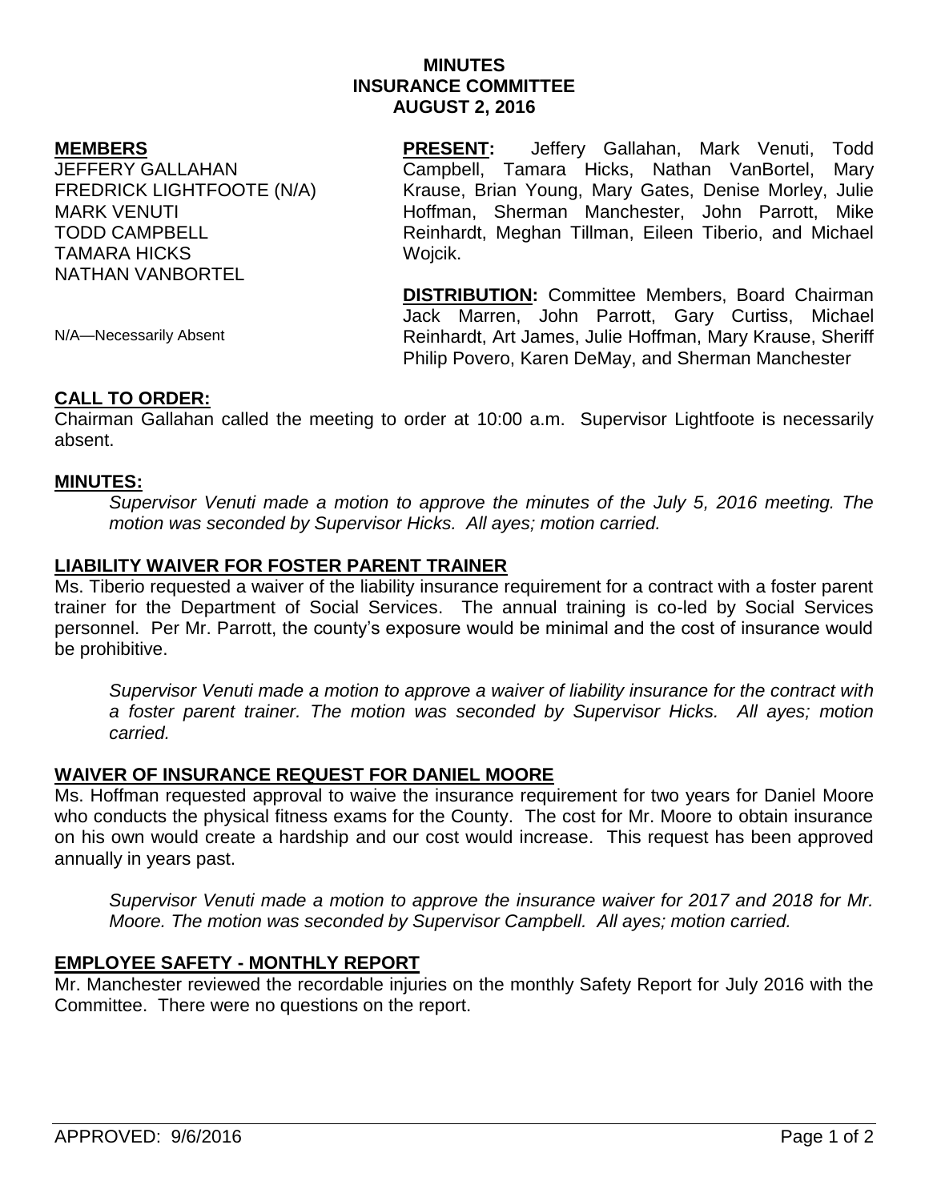# MINUTES
## INSURANCE COMMITTEE
## AUGUST 2, 2016

**MEMBERS**

JEFFERY GALLAHAN
FREDRICK LIGHTFOOTE (N/A)
MARK VENUTI
TODD CAMPBELL
TAMARA HICKS
NATHAN VANBORTEL

N/A—Necessarily Absent

**PRESENT:** Jeffery Gallahan, Mark Venuti, Todd Campbell, Tamara Hicks, Nathan VanBortel, Mary Krause, Brian Young, Mary Gates, Denise Morley, Julie Hoffman, Sherman Manchester, John Parrott, Mike Reinhardt, Meghan Tillman, Eileen Tiberio, and Michael Wojcik.

**DISTRIBUTION:** Committee Members, Board Chairman Jack Marren, John Parrott, Gary Curtiss, Michael Reinhardt, Art James, Julie Hoffman, Mary Krause, Sheriff Philip Povero, Karen DeMay, and Sherman Manchester

**CALL TO ORDER:**

Chairman Gallahan called the meeting to order at 10:00 a.m. Supervisor Lightfoote is necessarily absent.

**MINUTES:**

*Supervisor Venuti made a motion to approve the minutes of the July 5, 2016 meeting. The motion was seconded by Supervisor Hicks. All ayes; motion carried.*

**LIABILITY WAIVER FOR FOSTER PARENT TRAINER**

Ms. Tiberio requested a waiver of the liability insurance requirement for a contract with a foster parent trainer for the Department of Social Services. The annual training is co-led by Social Services personnel. Per Mr. Parrott, the county's exposure would be minimal and the cost of insurance would be prohibitive.

*Supervisor Venuti made a motion to approve a waiver of liability insurance for the contract with a foster parent trainer. The motion was seconded by Supervisor Hicks. All ayes; motion carried.*

**WAIVER OF INSURANCE REQUEST FOR DANIEL MOORE**

Ms. Hoffman requested approval to waive the insurance requirement for two years for Daniel Moore who conducts the physical fitness exams for the County. The cost for Mr. Moore to obtain insurance on his own would create a hardship and our cost would increase. This request has been approved annually in years past.

*Supervisor Venuti made a motion to approve the insurance waiver for 2017 and 2018 for Mr. Moore. The motion was seconded by Supervisor Campbell. All ayes; motion carried.*

**EMPLOYEE SAFETY - MONTHLY REPORT**

Mr. Manchester reviewed the recordable injuries on the monthly Safety Report for July 2016 with the Committee. There were no questions on the report.

APPROVED: 9/6/2016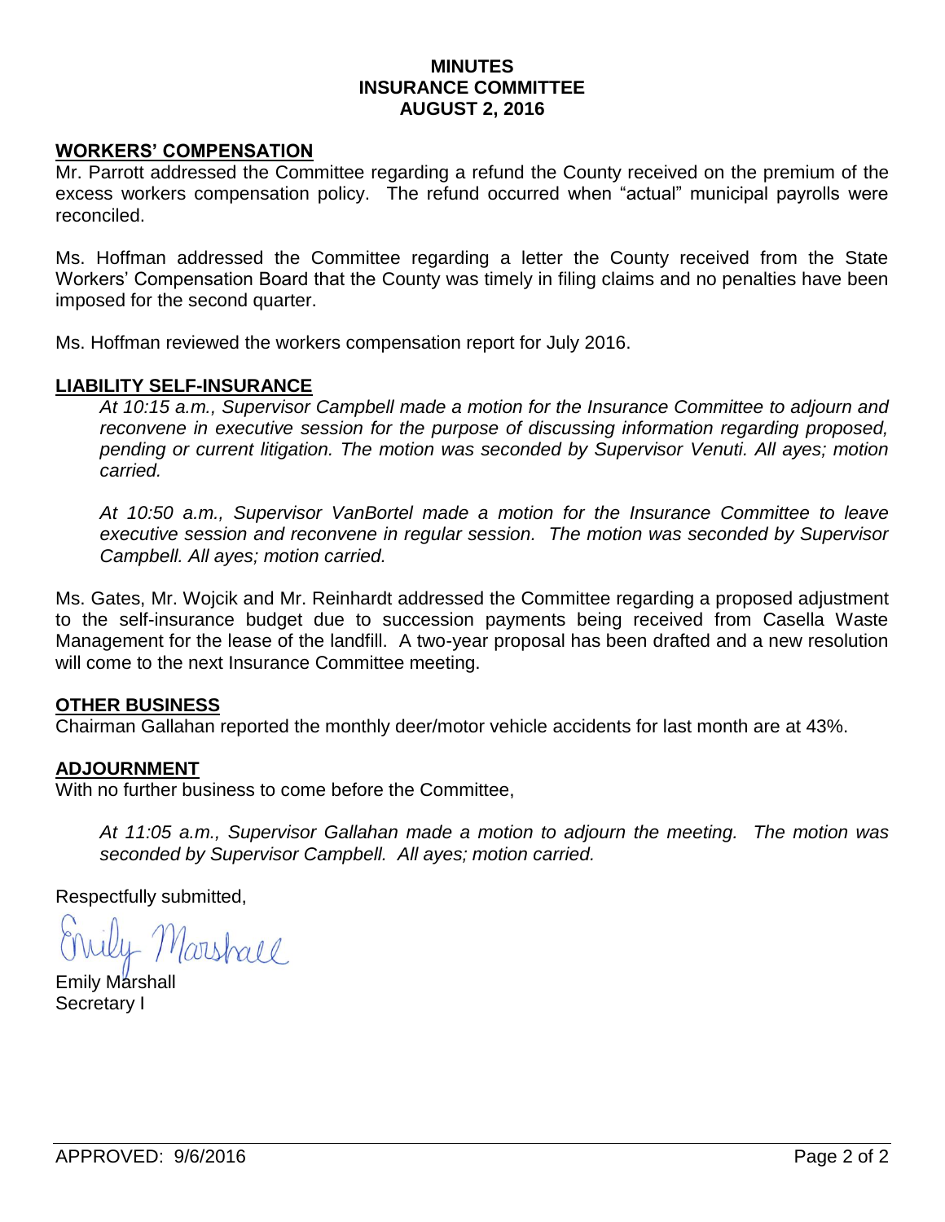**MINUTES**
**INSURANCE COMMITTEE**
**AUGUST 2, 2016**

## WORKERS' COMPENSATION

Mr. Parrott addressed the Committee regarding a refund the County received on the premium of the excess workers compensation policy. The refund occurred when "actual" municipal payrolls were reconciled.

Ms. Hoffman addressed the Committee regarding a letter the County received from the State Workers' Compensation Board that the County was timely in filing claims and no penalties have been imposed for the second quarter.

Ms. Hoffman reviewed the workers compensation report for July 2016.

## LIABILITY SELF-INSURANCE

*At 10:15 a.m., Supervisor Campbell made a motion for the Insurance Committee to adjourn and reconvene in executive session for the purpose of discussing information regarding proposed, pending or current litigation. The motion was seconded by Supervisor Venuti. All ayes; motion carried.*

*At 10:50 a.m., Supervisor VanBortel made a motion for the Insurance Committee to leave executive session and reconvene in regular session. The motion was seconded by Supervisor Campbell. All ayes; motion carried.*

Ms. Gates, Mr. Wojcik and Mr. Reinhardt addressed the Committee regarding a proposed adjustment to the self-insurance budget due to succession payments being received from Casella Waste Management for the lease of the landfill. A two-year proposal has been drafted and a new resolution will come to the next Insurance Committee meeting.

## OTHER BUSINESS

Chairman Gallahan reported the monthly deer/motor vehicle accidents for last month are at 43%.

## ADJOURNMENT

With no further business to come before the Committee,

*At 11:05 a.m., Supervisor Gallahan made a motion to adjourn the meeting. The motion was seconded by Supervisor Campbell. All ayes; motion carried.*

Respectfully submitted,

Emily Marshall
Emily Marshall
Secretary I

APPROVED: 9/6/2016